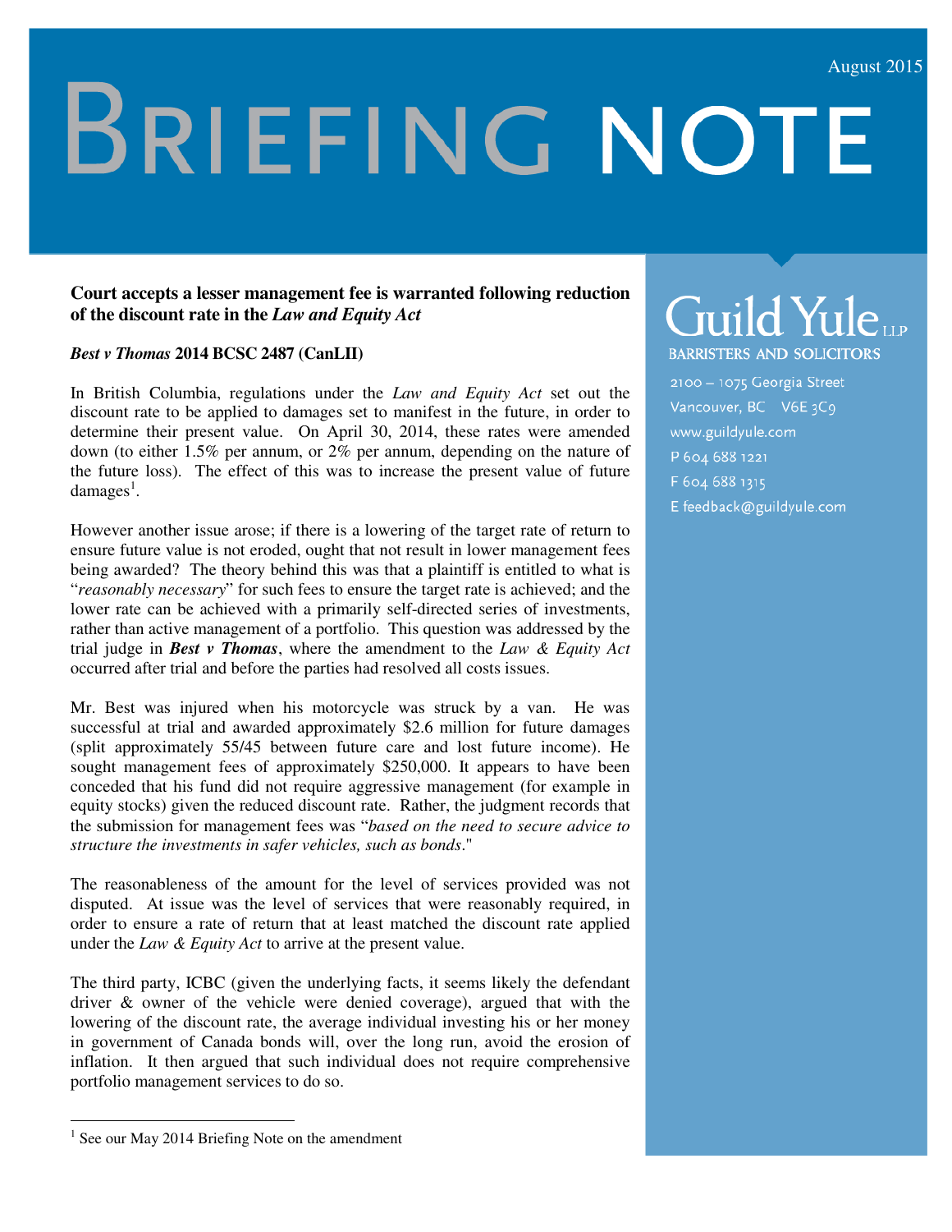# BRIEFING NOTE

August 2015

**Court accepts a lesser management fee is warranted following reduction of the discount rate in the *Law and Equity Act***

***Best v Thomas* 2014 BCSC 2487 (CanLII)**

In British Columbia, regulations under the *Law and Equity Act* set out the discount rate to be applied to damages set to manifest in the future, in order to determine their present value. On April 30, 2014, these rates were amended down (to either 1.5% per annum, or 2% per annum, depending on the nature of the future loss). The effect of this was to increase the present value of future damages[1].

However another issue arose; if there is a lowering of the target rate of return to ensure future value is not eroded, ought that not result in lower management fees being awarded? The theory behind this was that a plaintiff is entitled to what is "*reasonably necessary*" for such fees to ensure the target rate is achieved; and the lower rate can be achieved with a primarily self-directed series of investments, rather than active management of a portfolio. This question was addressed by the trial judge in ***Best v Thomas***, where the amendment to the *Law & Equity Act* occurred after trial and before the parties had resolved all costs issues.

Mr. Best was injured when his motorcycle was struck by a van. He was successful at trial and awarded approximately $2.6 million for future damages (split approximately 55/45 between future care and lost future income). He sought management fees of approximately $250,000. It appears to have been conceded that his fund did not require aggressive management (for example in equity stocks) given the reduced discount rate. Rather, the judgment records that the submission for management fees was "*based on the need to secure advice to structure the investments in safer vehicles, such as bonds*."

The reasonableness of the amount for the level of services provided was not disputed. At issue was the level of services that were reasonably required, in order to ensure a rate of return that at least matched the discount rate applied under the *Law & Equity Act* to arrive at the present value.

The third party, ICBC (given the underlying facts, it seems likely the defendant driver & owner of the vehicle were denied coverage), argued that with the lowering of the discount rate, the average individual investing his or her money in government of Canada bonds will, over the long run, avoid the erosion of inflation. It then argued that such individual does not require comprehensive portfolio management services to do so.

**Guild Yule LLP**
BARRISTERS AND SOLICITORS

2100 – 1075 Georgia Street
Vancouver, BC V6E 3C9
www.guildyule.com
P 604 688 1221
F 604 688 1315
E feedback@guildyule.com

[1] See our May 2014 Briefing Note on the amendment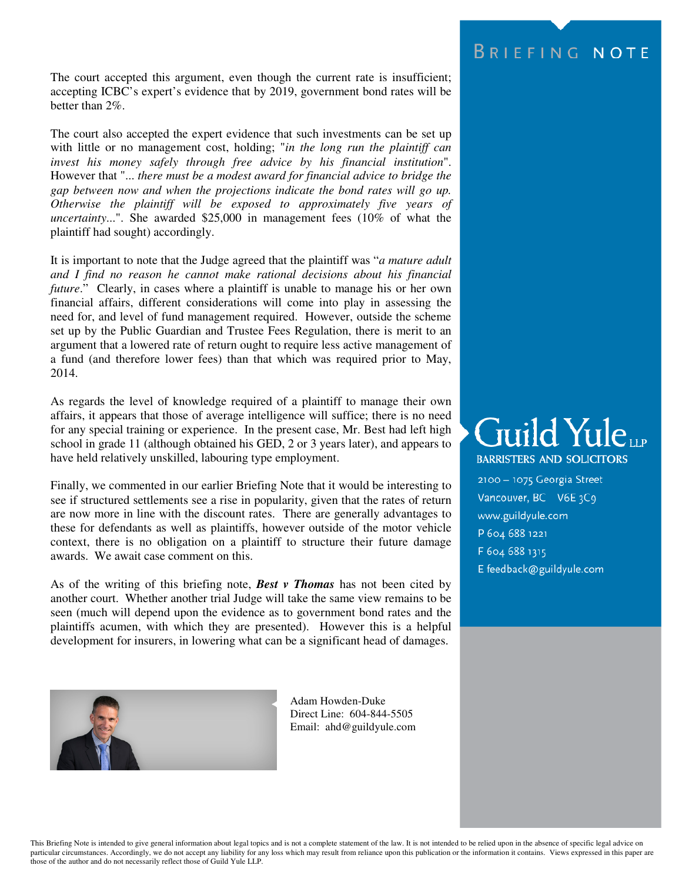The court accepted this argument, even though the current rate is insufficient; accepting ICBC's expert's evidence that by 2019, government bond rates will be better than 2%.

The court also accepted the expert evidence that such investments can be set up with little or no management cost, holding; "*in the long run the plaintiff can invest his money safely through free advice by his financial institution*". However that "*... there must be a modest award for financial advice to bridge the gap between now and when the projections indicate the bond rates will go up. Otherwise the plaintiff will be exposed to approximately five years of uncertainty...*". She awarded $25,000 in management fees (10% of what the plaintiff had sought) accordingly.

It is important to note that the Judge agreed that the plaintiff was "*a mature adult and I find no reason he cannot make rational decisions about his financial future*." Clearly, in cases where a plaintiff is unable to manage his or her own financial affairs, different considerations will come into play in assessing the need for, and level of fund management required. However, outside the scheme set up by the Public Guardian and Trustee Fees Regulation, there is merit to an argument that a lowered rate of return ought to require less active management of a fund (and therefore lower fees) than that which was required prior to May, 2014.

As regards the level of knowledge required of a plaintiff to manage their own affairs, it appears that those of average intelligence will suffice; there is no need for any special training or experience. In the present case, Mr. Best had left high school in grade 11 (although obtained his GED, 2 or 3 years later), and appears to have held relatively unskilled, labouring type employment.

Finally, we commented in our earlier Briefing Note that it would be interesting to see if structured settlements see a rise in popularity, given that the rates of return are now more in line with the discount rates. There are generally advantages to these for defendants as well as plaintiffs, however outside of the motor vehicle context, there is no obligation on a plaintiff to structure their future damage awards. We await case comment on this.

As of the writing of this briefing note, ***Best v Thomas*** has not been cited by another court. Whether another trial Judge will take the same view remains to be seen (much will depend upon the evidence as to government bond rates and the plaintiffs acumen, with which they are presented). However this is a helpful development for insurers, in lowering what can be a significant head of damages.

Adam Howden-Duke
Direct Line: 604-844-5505
Email: ahd@guildyule.com

Guild Yule LLP
BARRISTERS AND SOLICITORS
2100 – 1075 Georgia Street
Vancouver, BC V6E 3C9
www.guildyule.com
P 604 688 1221
F 604 688 1315
E feedback@guildyule.com

This Briefing Note is intended to give general information about legal topics and is not a complete statement of the law. It is not intended to be relied upon in the absence of specific legal advice on particular circumstances. Accordingly, we do not accept any liability for any loss which may result from reliance upon this publication or the information it contains. Views expressed in this paper are those of the author and do not necessarily reflect those of Guild Yule LLP.